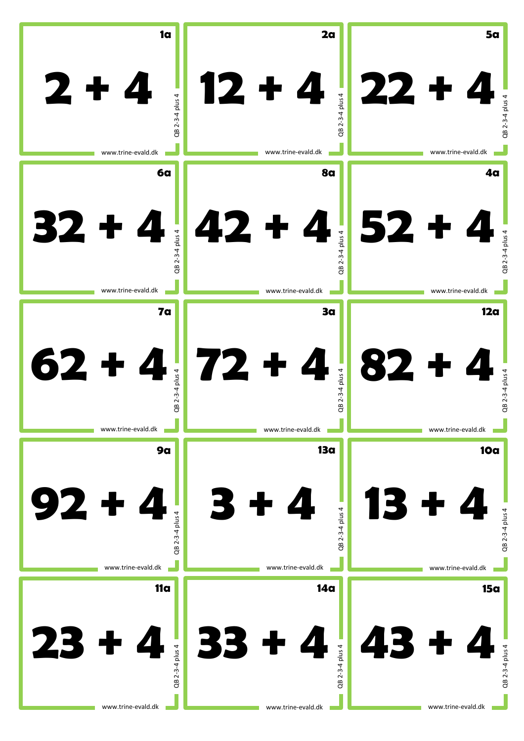1a

$2 + 4$

QB 2-3-4 plus 4

www.trine-evald.dk

2a

$12 + 4$

QB 2-3-4 plus 4

www.trine-evald.dk

5a

$22 + 4$

QB 2-3-4 plus 4

www.trine-evald.dk

6a

$32 + 4$

QB 2-3-4 plus 4

www.trine-evald.dk

8a

$42 + 4$

QB 2-3-4 plus 4

www.trine-evald.dk

4a

$52 + 4$

QB 2-3-4 plus 4

www.trine-evald.dk

7a

$62 + 4$

QB 2-3-4 plus 4

www.trine-evald.dk

3a

$72 + 4$

QB 2-3-4 plus 4

www.trine-evald.dk

12a

$82 + 4$

QB 2-3-4 plus 4

www.trine-evald.dk

9a

$92 + 4$

QB 2-3-4 plus 4

www.trine-evald.dk

13a

$3 + 4$

QB 2-3-4 plus 4

www.trine-evald.dk

10a

$13 + 4$

QB 2-3-4 plus 4

www.trine-evald.dk

11a

$23 + 4$

QB 2-3-4 plus 4

www.trine-evald.dk

14a

$33 + 4$

QB 2-3-4 plus 4

www.trine-evald.dk

15a

$43 + 4$

QB 2-3-4 plus 4

www.trine-evald.dk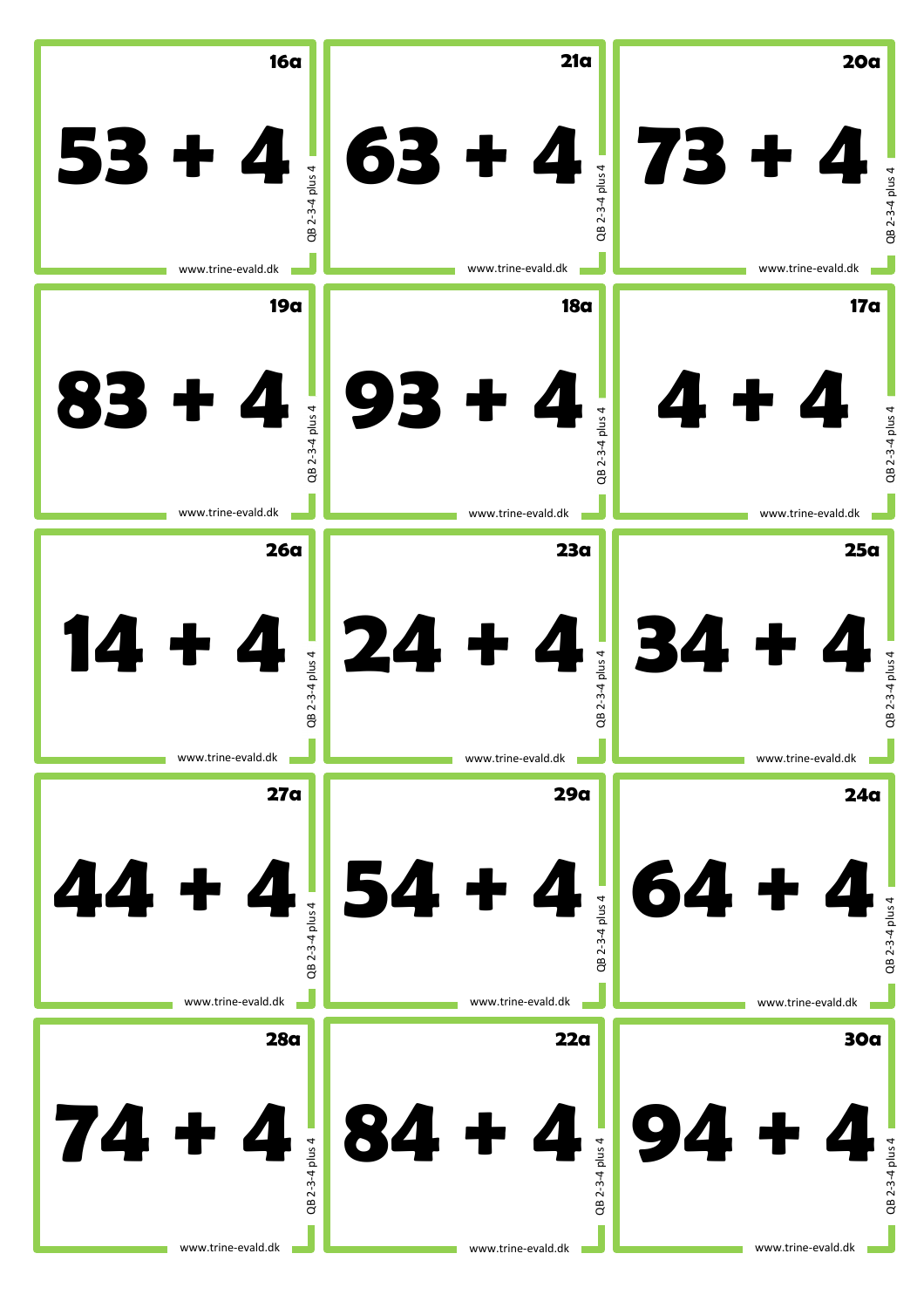16a

$53 + 4$

QB 2-3-4 plus 4

www.trine-evald.dk

21a

$63 + 4$

QB 2-3-4 plus 4

www.trine-evald.dk

20a

$73 + 4$

QB 2-3-4 plus 4

www.trine-evald.dk

19a

$83 + 4$

QB 2-3-4 plus 4

www.trine-evald.dk

18a

$93 + 4$

QB 2-3-4 plus 4

www.trine-evald.dk

17a

$4 + 4$

QB 2-3-4 plus 4

www.trine-evald.dk

26a

$14 + 4$

QB 2-3-4 plus 4

www.trine-evald.dk

23a

$24 + 4$

QB 2-3-4 plus 4

www.trine-evald.dk

25a

$34 + 4$

QB 2-3-4 plus 4

www.trine-evald.dk

27a

$44 + 4$

QB 2-3-4 plus 4

www.trine-evald.dk

29a

$54 + 4$

QB 2-3-4 plus 4

www.trine-evald.dk

24a

$64 + 4$

QB 2-3-4 plus 4

www.trine-evald.dk

28a

$74 + 4$

QB 2-3-4 plus 4

www.trine-evald.dk

22a

$84 + 4$

QB 2-3-4 plus 4

www.trine-evald.dk

30a

$94 + 4$

QB 2-3-4 plus 4

www.trine-evald.dk